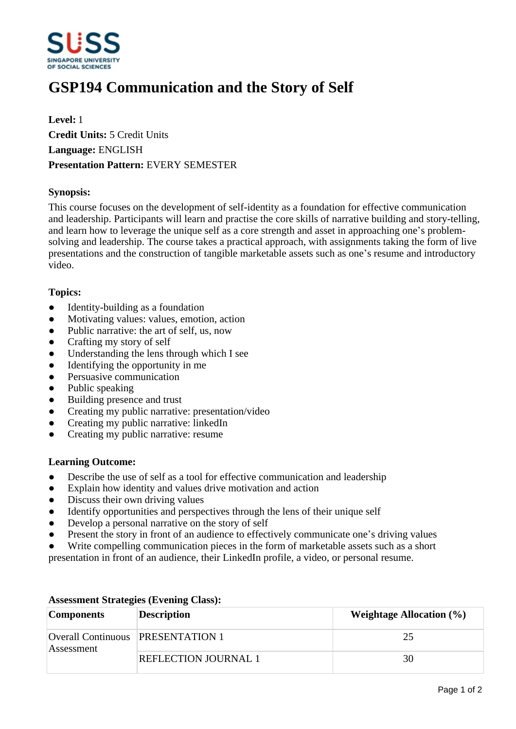# GSP194 Communication and the Story of Self

**Level:** 1
**Credit Units:** 5 Credit Units
**Language:** ENGLISH
**Presentation Pattern:** EVERY SEMESTER

### Synopsis:

This course focuses on the development of self-identity as a foundation for effective communication and leadership. Participants will learn and practise the core skills of narrative building and story-telling, and learn how to leverage the unique self as a core strength and asset in approaching one's problem-solving and leadership. The course takes a practical approach, with assignments taking the form of live presentations and the construction of tangible marketable assets such as one's resume and introductory video.

### Topics:

- Identity-building as a foundation
- Motivating values: values, emotion, action
- Public narrative: the art of self, us, now
- Crafting my story of self
- Understanding the lens through which I see
- Identifying the opportunity in me
- Persuasive communication
- Public speaking
- Building presence and trust
- Creating my public narrative: presentation/video
- Creating my public narrative: linkedIn
- Creating my public narrative: resume

### Learning Outcome:

- Describe the use of self as a tool for effective communication and leadership
- Explain how identity and values drive motivation and action
- Discuss their own driving values
- Identify opportunities and perspectives through the lens of their unique self
- Develop a personal narrative on the story of self
- Present the story in front of an audience to effectively communicate one's driving values
- Write compelling communication pieces in the form of marketable assets such as a short presentation in front of an audience, their LinkedIn profile, a video, or personal resume.

### Assessment Strategies (Evening Class):

| Components | Description | Weightage Allocation (%) |
|---|---|---|
| Overall Continuous Assessment | PRESENTATION 1 | 25 |
| | REFLECTION JOURNAL 1 | 30 |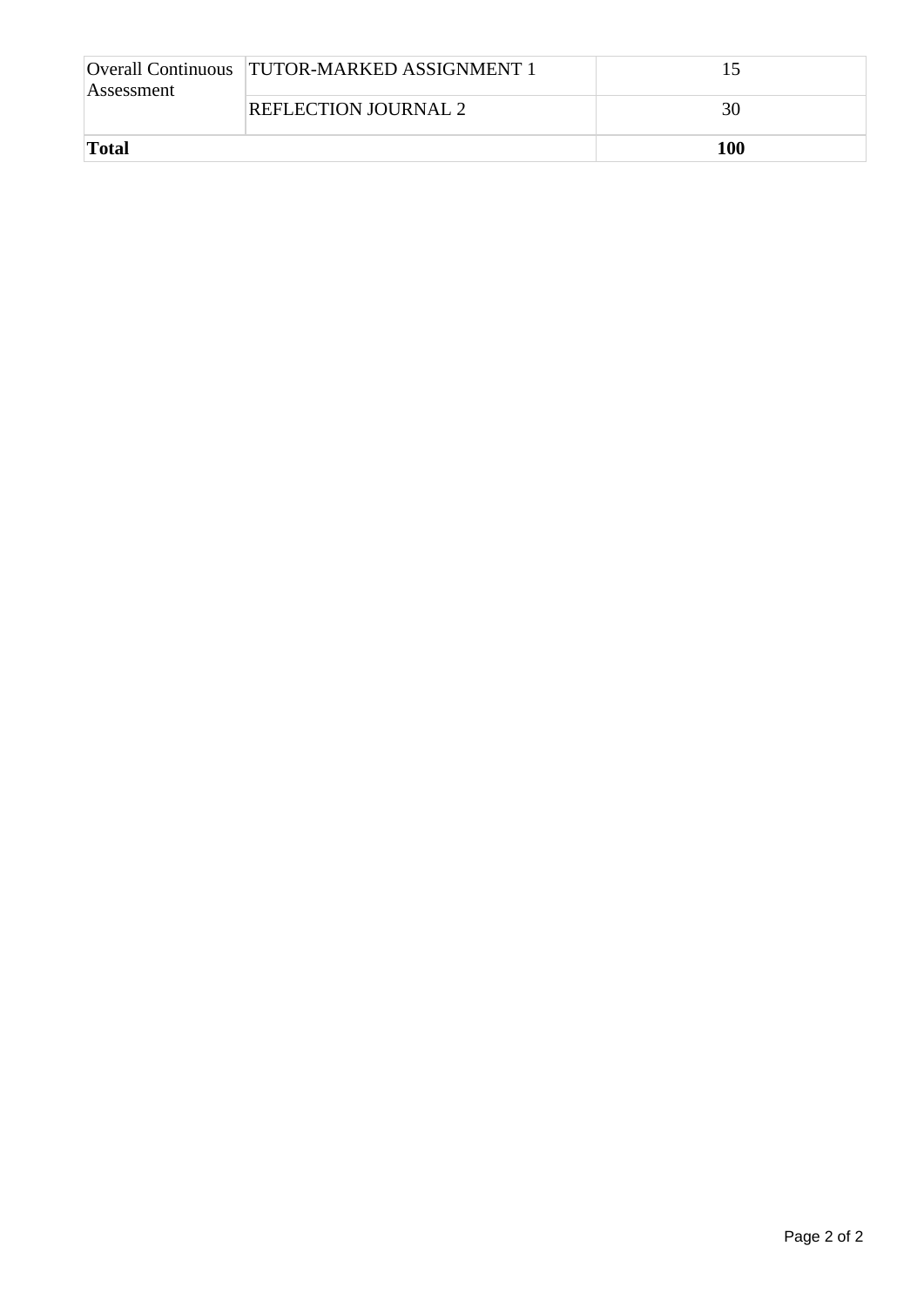| | | |
|---|---|---|
| Overall Continuous Assessment | TUTOR-MARKED ASSIGNMENT 1 | 15 |
| | REFLECTION JOURNAL 2 | 30 |
| **Total** | | **100** |